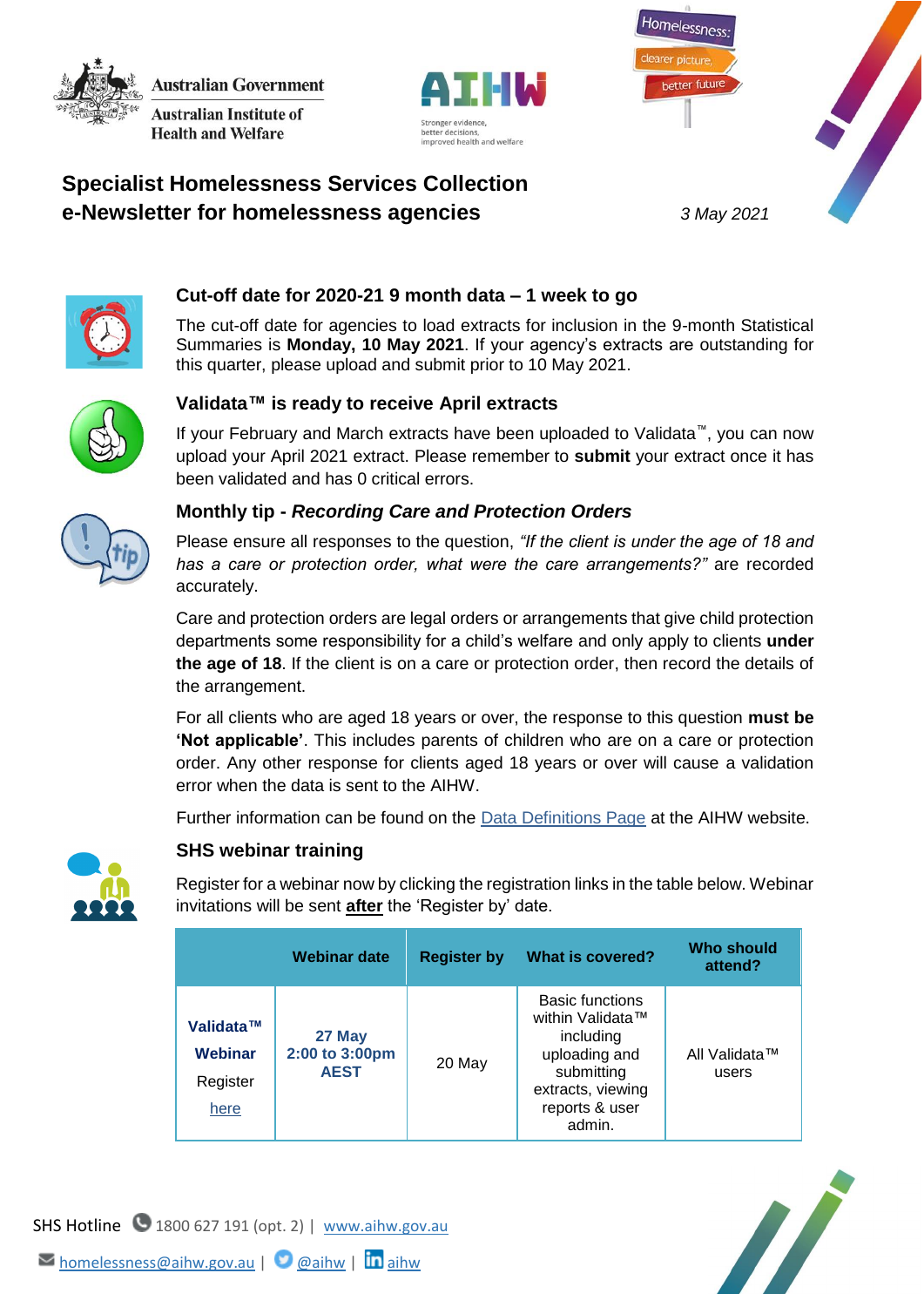Australian Government

Australian Institute of Health and Welfare

AIHW

Stronger evidence, better decisions, improved health and welfare

Homelessness: clearer picture, better future

# Specialist Homelessness Services Collection e-Newsletter for homelessness agencies

*3 May 2021*

## Cut-off date for 2020-21 9 month data – 1 week to go

The cut-off date for agencies to load extracts for inclusion in the 9-month Statistical Summaries is **Monday, 10 May 2021**. If your agency's extracts are outstanding for this quarter, please upload and submit prior to 10 May 2021.

## Validata™ is ready to receive April extracts

If your February and March extracts have been uploaded to Validata™, you can now upload your April 2021 extract. Please remember to **submit** your extract once it has been validated and has 0 critical errors.

## Monthly tip - *Recording Care and Protection Orders*

Please ensure all responses to the question, *"If the client is under the age of 18 and has a care or protection order, what were the care arrangements?"* are recorded accurately.

Care and protection orders are legal orders or arrangements that give child protection departments some responsibility for a child's welfare and only apply to clients **under the age of 18**. If the client is on a care or protection order, then record the details of the arrangement.

For all clients who are aged 18 years or over, the response to this question **must be 'Not applicable'**. This includes parents of children who are on a care or protection order. Any other response for clients aged 18 years or over will cause a validation error when the data is sent to the AIHW.

Further information can be found on the Data Definitions Page at the AIHW website.

## SHS webinar training

Register for a webinar now by clicking the registration links in the table below. Webinar invitations will be sent **after** the 'Register by' date.

| | Webinar date | Register by | What is covered? | Who should attend? |
|---|---|---|---|---|
| **Validata™ Webinar** Register here | **27 May 2:00 to 3:00pm AEST** | 20 May | Basic functions within Validata™ including uploading and submitting extracts, viewing reports & user admin. | All Validata™ users |

SHS Hotline 1800 627 191 (opt. 2) | www.aihw.gov.au

homelessness@aihw.gov.au | @aihw | aihw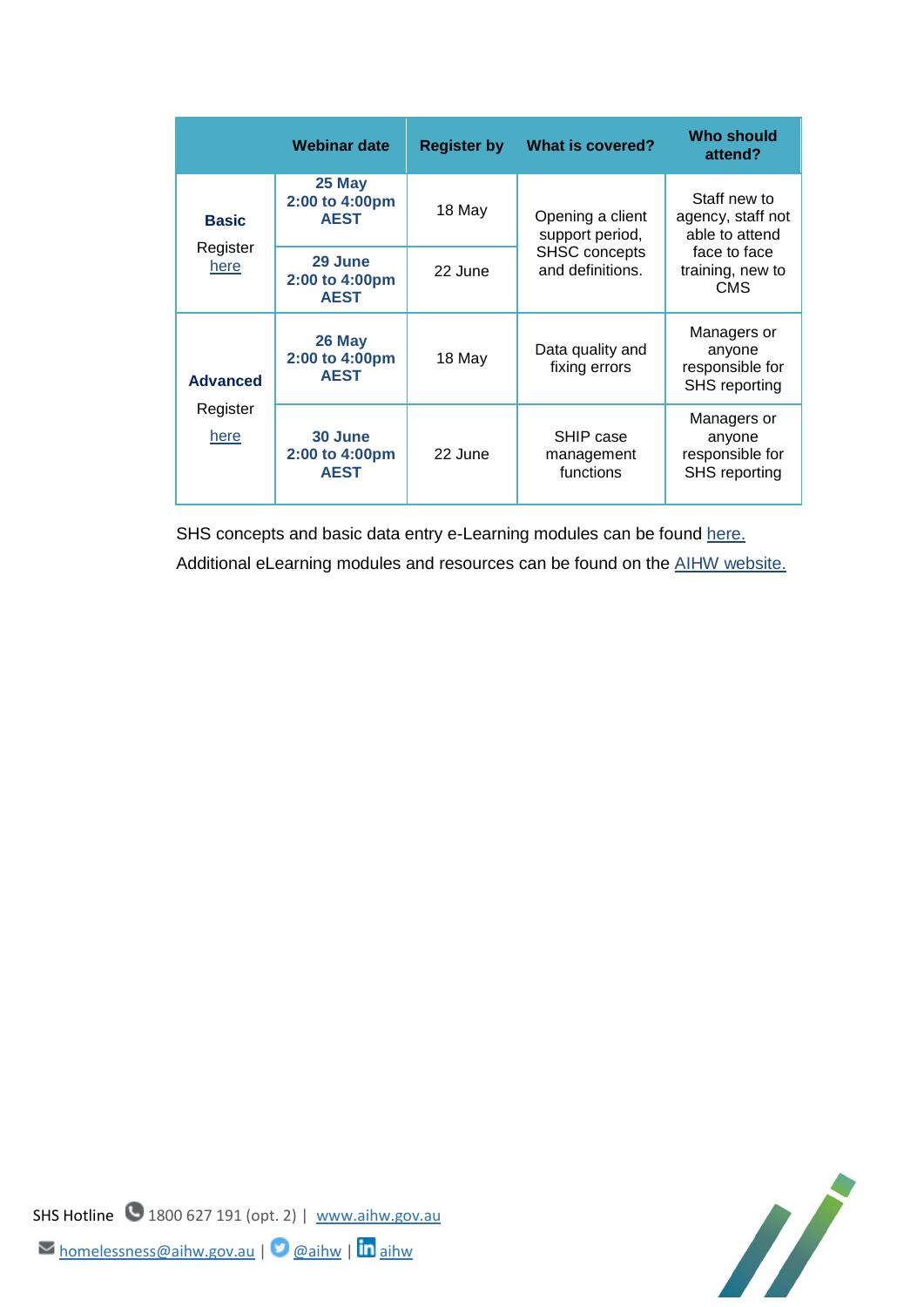| | Webinar date | Register by | What is covered? | Who should attend? |
|---|---|---|---|---|
| **Basic** Register here | **25 May 2:00 to 4:00pm AEST** | 18 May | Opening a client support period, SHSC concepts and definitions. | Staff new to agency, staff not able to attend face to face training, new to CMS |
| | **29 June 2:00 to 4:00pm AEST** | 22 June | | |
| **Advanced** Register here | **26 May 2:00 to 4:00pm AEST** | 18 May | Data quality and fixing errors | Managers or anyone responsible for SHS reporting |
| | **30 June 2:00 to 4:00pm AEST** | 22 June | SHIP case management functions | Managers or anyone responsible for SHS reporting |

SHS concepts and basic data entry e-Learning modules can be found here.

Additional eLearning modules and resources can be found on the AIHW website.

SHS Hotline 1800 627 191 (opt. 2) | www.aihw.gov.au

homelessness@aihw.gov.au | @aihw | aihw